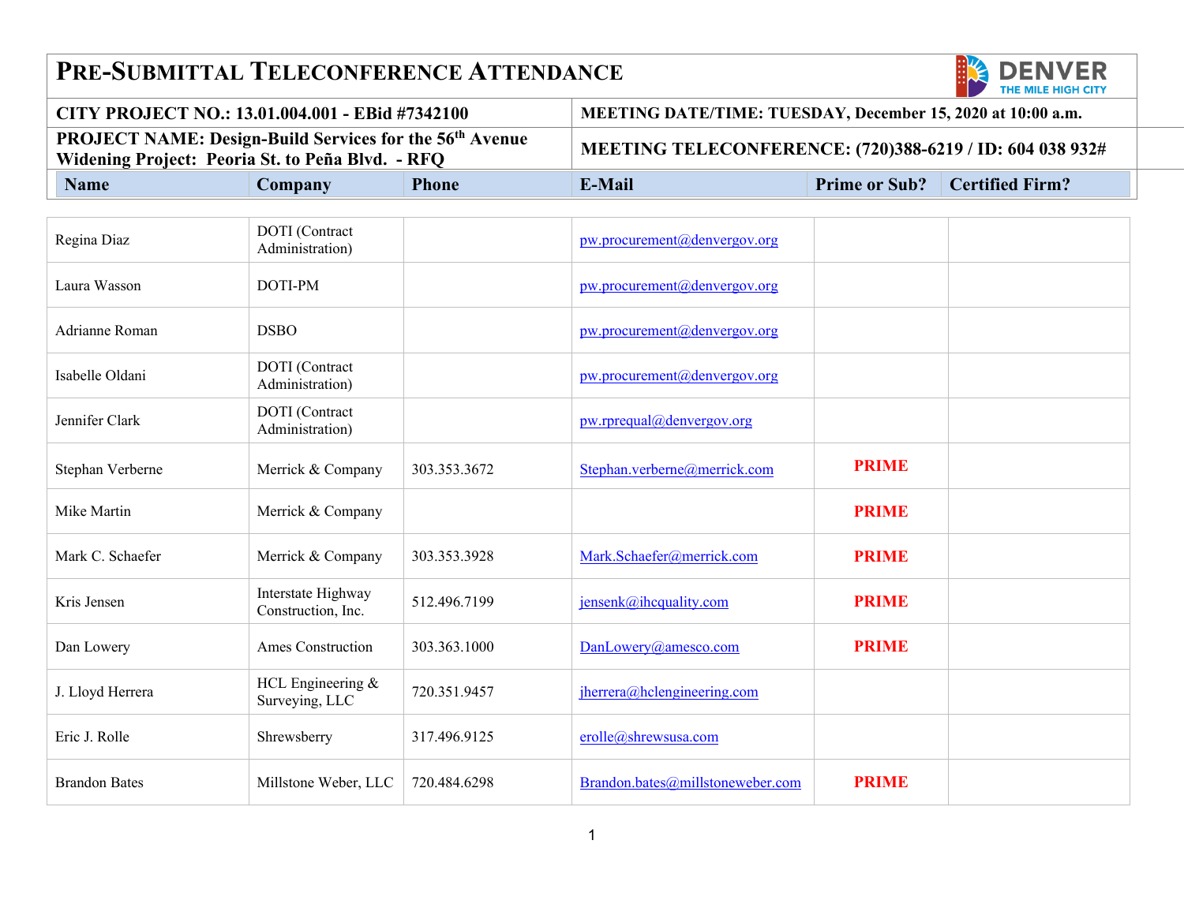# PRE-SUBMITTAL TELECONFERENCE ATTENDANCE

| CITY PROJECT NO.: 13.01.004.001 - EBid #7342100 | MEETING DATE/TIME: TUESDAY, December 15, 2020 at 10:00 a.m. |
|---|---|
| PROJECT NAME: Design-Build Services for the 56th Avenue Widening Project: Peoria St. to Peña Blvd. - RFQ | MEETING TELECONFERENCE: (720)388-6219 / ID: 604 038 932# |

| Name | Company | Phone | E-Mail | Prime or Sub? | Certified Firm? |
|---|---|---|---|---|---|
| Regina Diaz | DOTI (Contract Administration) | | pw.procurement@denvergov.org | | |
| Laura Wasson | DOTI-PM | | pw.procurement@denvergov.org | | |
| Adrianne Roman | DSBO | | pw.procurement@denvergov.org | | |
| Isabelle Oldani | DOTI (Contract Administration) | | pw.procurement@denvergov.org | | |
| Jennifer Clark | DOTI (Contract Administration) | | pw.rprequal@denvergov.org | | |
| Stephan Verberne | Merrick & Company | 303.353.3672 | Stephan.verberne@merrick.com | PRIME | |
| Mike Martin | Merrick & Company | | | PRIME | |
| Mark C. Schaefer | Merrick & Company | 303.353.3928 | Mark.Schaefer@merrick.com | PRIME | |
| Kris Jensen | Interstate Highway Construction, Inc. | 512.496.7199 | jensenk@ihcquality.com | PRIME | |
| Dan Lowery | Ames Construction | 303.363.1000 | DanLowery@amesco.com | PRIME | |
| J. Lloyd Herrera | HCL Engineering & Surveying, LLC | 720.351.9457 | jherrera@hclengineering.com | | |
| Eric J. Rolle | Shrewsberry | 317.496.9125 | erolle@shrewsusa.com | | |
| Brandon Bates | Millstone Weber, LLC | 720.484.6298 | Brandon.bates@millstoneweber.com | PRIME | |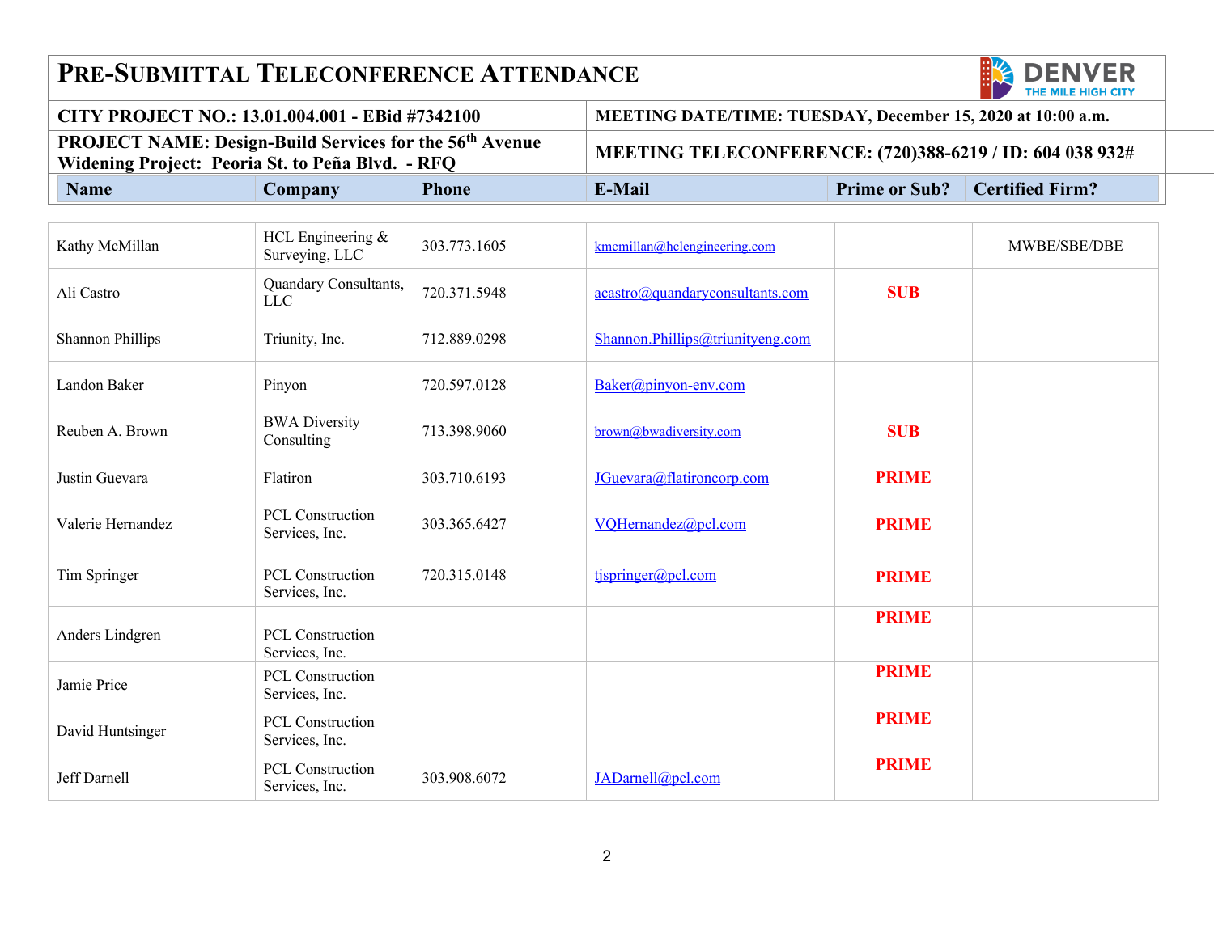# PRE-SUBMITTAL TELECONFERENCE ATTENDANCE

| CITY PROJECT NO.: 13.01.004.001 - EBid #7342100 | MEETING DATE/TIME: TUESDAY, December 15, 2020 at 10:00 a.m. |
|---|---|
| PROJECT NAME: Design-Build Services for the 56th Avenue Widening Project: Peoria St. to Peña Blvd. - RFQ | MEETING TELECONFERENCE: (720)388-6219 / ID: 604 038 932# |

| Name | Company | Phone | E-Mail | Prime or Sub? | Certified Firm? |
|---|---|---|---|---|---|
| Kathy McMillan | HCL Engineering & Surveying, LLC | 303.773.1605 | kmcmillan@hclengineering.com | | MWBE/SBE/DBE |
| Ali Castro | Quandary Consultants, LLC | 720.371.5948 | acastro@quandaryconsultants.com | SUB | |
| Shannon Phillips | Triunity, Inc. | 712.889.0298 | Shannon.Phillips@triunityeng.com | | |
| Landon Baker | Pinyon | 720.597.0128 | Baker@pinyon-env.com | | |
| Reuben A. Brown | BWA Diversity Consulting | 713.398.9060 | brown@bwadiversity.com | SUB | |
| Justin Guevara | Flatiron | 303.710.6193 | JGuevara@flatironcorp.com | PRIME | |
| Valerie Hernandez | PCL Construction Services, Inc. | 303.365.6427 | VQHernandez@pcl.com | PRIME | |
| Tim Springer | PCL Construction Services, Inc. | 720.315.0148 | tjspringer@pcl.com | PRIME | |
| Anders Lindgren | PCL Construction Services, Inc. | | | PRIME | |
| Jamie Price | PCL Construction Services, Inc. | | | PRIME | |
| David Huntsinger | PCL Construction Services, Inc. | | | PRIME | |
| Jeff Darnell | PCL Construction Services, Inc. | 303.908.6072 | JADarnell@pcl.com | PRIME | |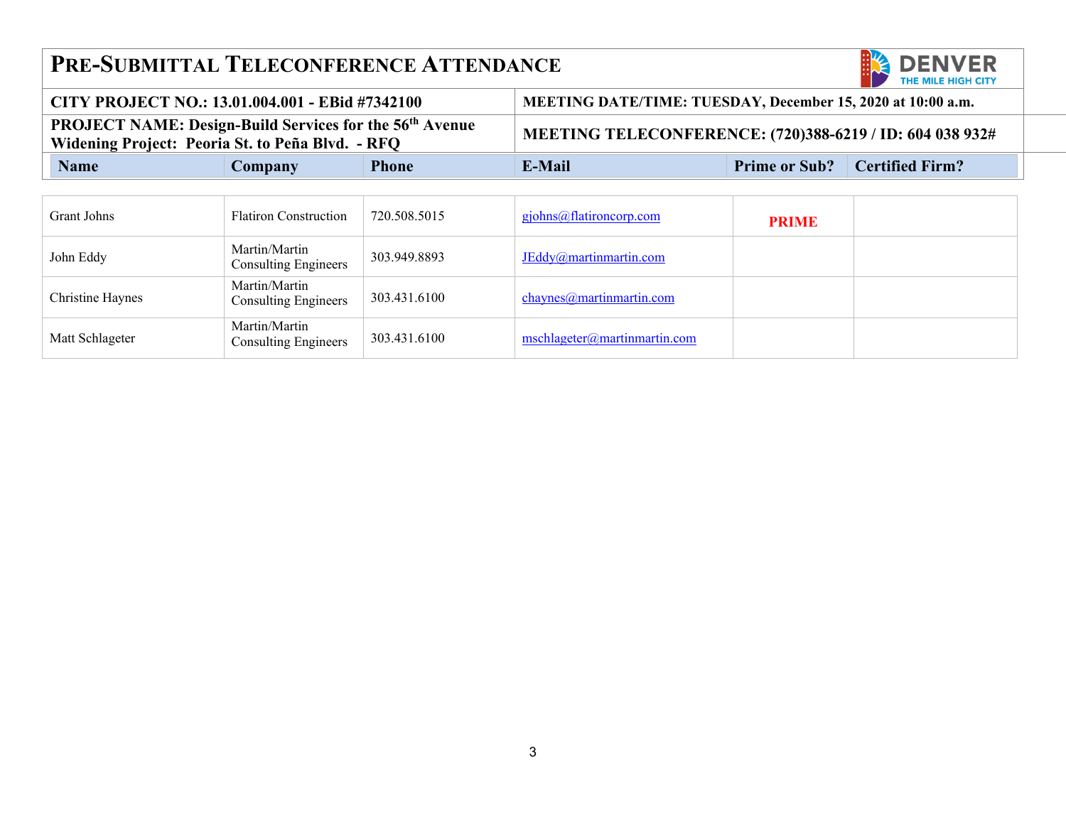# Pre-Submittal Teleconference Attendance

DENVER THE MILE HIGH CITY

| | |
|---|---|
| **CITY PROJECT NO.: 13.01.004.001 - EBid #7342100** | **MEETING DATE/TIME: TUESDAY, December 15, 2020 at 10:00 a.m.** |
| **PROJECT NAME: Design-Build Services for the 56th Avenue Widening Project: Peoria St. to Peña Blvd. - RFQ** | **MEETING TELECONFERENCE: (720)388-6219 / ID: 604 038 932#** |

| Name | Company | Phone | E-Mail | Prime or Sub? | Certified Firm? |
|---|---|---|---|---|---|
| Grant Johns | Flatiron Construction | 720.508.5015 | gjohns@flatironcorp.com | PRIME | |
| John Eddy | Martin/Martin Consulting Engineers | 303.949.8893 | JEddy@martinmartin.com | | |
| Christine Haynes | Martin/Martin Consulting Engineers | 303.431.6100 | chaynes@martinmartin.com | | |
| Matt Schlageter | Martin/Martin Consulting Engineers | 303.431.6100 | mschlageter@martinmartin.com | | |